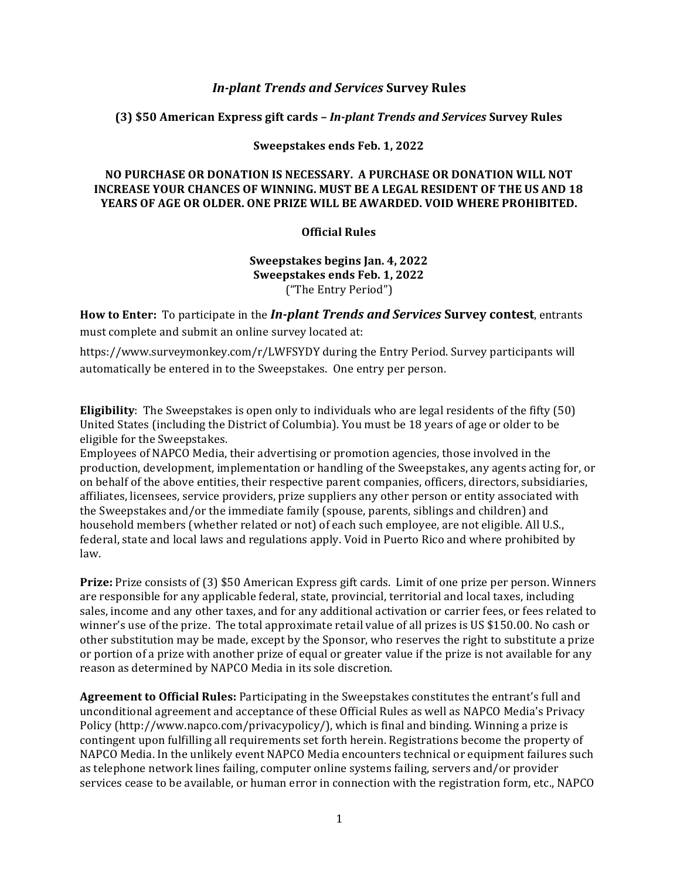# *In-plant Trends and Services* Survey Rules

**(3) $50 American Express gift cards – *In-plant Trends and Services* Survey Rules**

**Sweepstakes ends Feb. 1, 2022**

**NO PURCHASE OR DONATION IS NECESSARY. A PURCHASE OR DONATION WILL NOT INCREASE YOUR CHANCES OF WINNING. MUST BE A LEGAL RESIDENT OF THE US AND 18 YEARS OF AGE OR OLDER. ONE PRIZE WILL BE AWARDED. VOID WHERE PROHIBITED.**

## Official Rules

**Sweepstakes begins Jan. 4, 2022**
**Sweepstakes ends Feb. 1, 2022**
("The Entry Period")

**How to Enter:** To participate in the ***In-plant Trends and Services* Survey contest**, entrants must complete and submit an online survey located at:

https://www.surveymonkey.com/r/LWFSYDY during the Entry Period. Survey participants will automatically be entered in to the Sweepstakes. One entry per person.

**Eligibility**: The Sweepstakes is open only to individuals who are legal residents of the fifty (50) United States (including the District of Columbia). You must be 18 years of age or older to be eligible for the Sweepstakes.
Employees of NAPCO Media, their advertising or promotion agencies, those involved in the production, development, implementation or handling of the Sweepstakes, any agents acting for, or on behalf of the above entities, their respective parent companies, officers, directors, subsidiaries, affiliates, licensees, service providers, prize suppliers any other person or entity associated with the Sweepstakes and/or the immediate family (spouse, parents, siblings and children) and household members (whether related or not) of each such employee, are not eligible. All U.S., federal, state and local laws and regulations apply. Void in Puerto Rico and where prohibited by law.

**Prize:** Prize consists of (3) $50 American Express gift cards. Limit of one prize per person. Winners are responsible for any applicable federal, state, provincial, territorial and local taxes, including sales, income and any other taxes, and for any additional activation or carrier fees, or fees related to winner's use of the prize. The total approximate retail value of all prizes is US $150.00. No cash or other substitution may be made, except by the Sponsor, who reserves the right to substitute a prize or portion of a prize with another prize of equal or greater value if the prize is not available for any reason as determined by NAPCO Media in its sole discretion.

**Agreement to Official Rules:** Participating in the Sweepstakes constitutes the entrant's full and unconditional agreement and acceptance of these Official Rules as well as NAPCO Media's Privacy Policy (http://www.napco.com/privacypolicy/), which is final and binding. Winning a prize is contingent upon fulfilling all requirements set forth herein. Registrations become the property of NAPCO Media. In the unlikely event NAPCO Media encounters technical or equipment failures such as telephone network lines failing, computer online systems failing, servers and/or provider services cease to be available, or human error in connection with the registration form, etc., NAPCO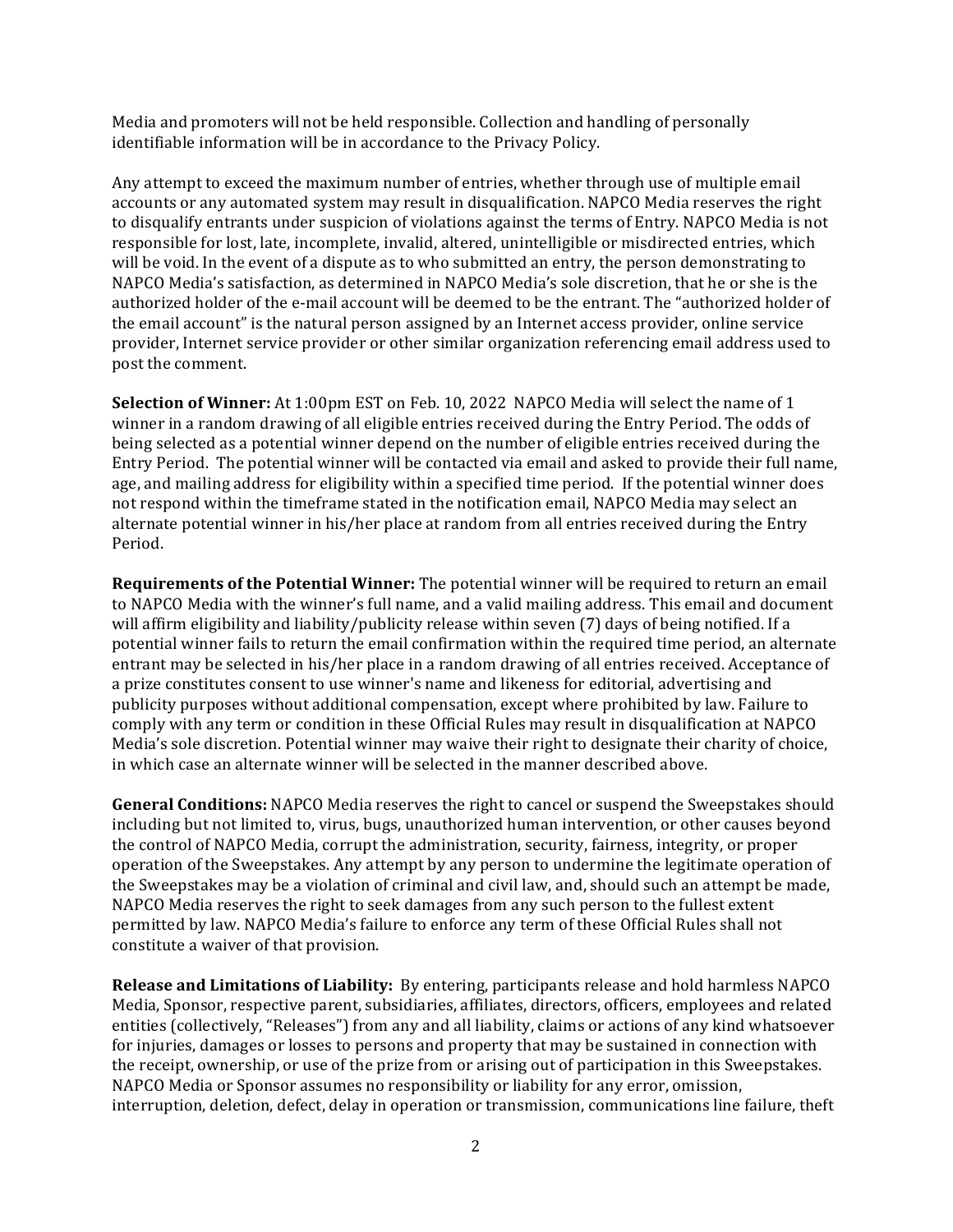Media and promoters will not be held responsible. Collection and handling of personally identifiable information will be in accordance to the Privacy Policy.

Any attempt to exceed the maximum number of entries, whether through use of multiple email accounts or any automated system may result in disqualification. NAPCO Media reserves the right to disqualify entrants under suspicion of violations against the terms of Entry. NAPCO Media is not responsible for lost, late, incomplete, invalid, altered, unintelligible or misdirected entries, which will be void. In the event of a dispute as to who submitted an entry, the person demonstrating to NAPCO Media's satisfaction, as determined in NAPCO Media's sole discretion, that he or she is the authorized holder of the e-mail account will be deemed to be the entrant. The "authorized holder of the email account" is the natural person assigned by an Internet access provider, online service provider, Internet service provider or other similar organization referencing email address used to post the comment.

**Selection of Winner:** At 1:00pm EST on Feb. 10, 2022 NAPCO Media will select the name of 1 winner in a random drawing of all eligible entries received during the Entry Period. The odds of being selected as a potential winner depend on the number of eligible entries received during the Entry Period. The potential winner will be contacted via email and asked to provide their full name, age, and mailing address for eligibility within a specified time period. If the potential winner does not respond within the timeframe stated in the notification email, NAPCO Media may select an alternate potential winner in his/her place at random from all entries received during the Entry Period.

**Requirements of the Potential Winner:** The potential winner will be required to return an email to NAPCO Media with the winner's full name, and a valid mailing address. This email and document will affirm eligibility and liability/publicity release within seven (7) days of being notified. If a potential winner fails to return the email confirmation within the required time period, an alternate entrant may be selected in his/her place in a random drawing of all entries received. Acceptance of a prize constitutes consent to use winner's name and likeness for editorial, advertising and publicity purposes without additional compensation, except where prohibited by law. Failure to comply with any term or condition in these Official Rules may result in disqualification at NAPCO Media's sole discretion. Potential winner may waive their right to designate their charity of choice, in which case an alternate winner will be selected in the manner described above.

**General Conditions:** NAPCO Media reserves the right to cancel or suspend the Sweepstakes should including but not limited to, virus, bugs, unauthorized human intervention, or other causes beyond the control of NAPCO Media, corrupt the administration, security, fairness, integrity, or proper operation of the Sweepstakes. Any attempt by any person to undermine the legitimate operation of the Sweepstakes may be a violation of criminal and civil law, and, should such an attempt be made, NAPCO Media reserves the right to seek damages from any such person to the fullest extent permitted by law. NAPCO Media's failure to enforce any term of these Official Rules shall not constitute a waiver of that provision.

**Release and Limitations of Liability:** By entering, participants release and hold harmless NAPCO Media, Sponsor, respective parent, subsidiaries, affiliates, directors, officers, employees and related entities (collectively, "Releases") from any and all liability, claims or actions of any kind whatsoever for injuries, damages or losses to persons and property that may be sustained in connection with the receipt, ownership, or use of the prize from or arising out of participation in this Sweepstakes. NAPCO Media or Sponsor assumes no responsibility or liability for any error, omission, interruption, deletion, defect, delay in operation or transmission, communications line failure, theft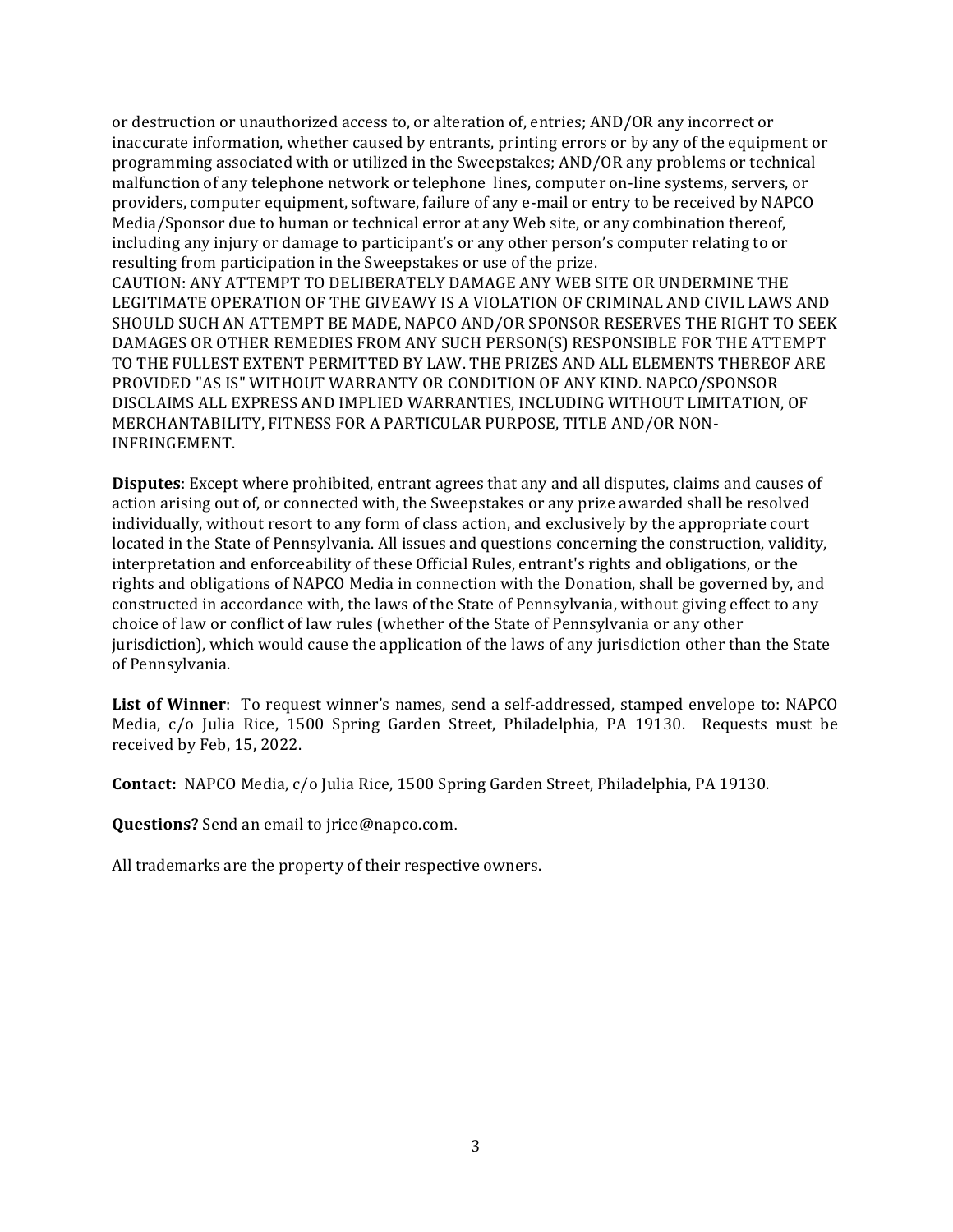or destruction or unauthorized access to, or alteration of, entries; AND/OR any incorrect or inaccurate information, whether caused by entrants, printing errors or by any of the equipment or programming associated with or utilized in the Sweepstakes; AND/OR any problems or technical malfunction of any telephone network or telephone lines, computer on-line systems, servers, or providers, computer equipment, software, failure of any e-mail or entry to be received by NAPCO Media/Sponsor due to human or technical error at any Web site, or any combination thereof, including any injury or damage to participant's or any other person's computer relating to or resulting from participation in the Sweepstakes or use of the prize.
CAUTION: ANY ATTEMPT TO DELIBERATELY DAMAGE ANY WEB SITE OR UNDERMINE THE LEGITIMATE OPERATION OF THE GIVEAWY IS A VIOLATION OF CRIMINAL AND CIVIL LAWS AND SHOULD SUCH AN ATTEMPT BE MADE, NAPCO AND/OR SPONSOR RESERVES THE RIGHT TO SEEK DAMAGES OR OTHER REMEDIES FROM ANY SUCH PERSON(S) RESPONSIBLE FOR THE ATTEMPT TO THE FULLEST EXTENT PERMITTED BY LAW. THE PRIZES AND ALL ELEMENTS THEREOF ARE PROVIDED "AS IS" WITHOUT WARRANTY OR CONDITION OF ANY KIND. NAPCO/SPONSOR DISCLAIMS ALL EXPRESS AND IMPLIED WARRANTIES, INCLUDING WITHOUT LIMITATION, OF MERCHANTABILITY, FITNESS FOR A PARTICULAR PURPOSE, TITLE AND/OR NON-INFRINGEMENT.

**Disputes**: Except where prohibited, entrant agrees that any and all disputes, claims and causes of action arising out of, or connected with, the Sweepstakes or any prize awarded shall be resolved individually, without resort to any form of class action, and exclusively by the appropriate court located in the State of Pennsylvania. All issues and questions concerning the construction, validity, interpretation and enforceability of these Official Rules, entrant's rights and obligations, or the rights and obligations of NAPCO Media in connection with the Donation, shall be governed by, and constructed in accordance with, the laws of the State of Pennsylvania, without giving effect to any choice of law or conflict of law rules (whether of the State of Pennsylvania or any other jurisdiction), which would cause the application of the laws of any jurisdiction other than the State of Pennsylvania.

**List of Winner**: To request winner's names, send a self-addressed, stamped envelope to: NAPCO Media, c/o Julia Rice, 1500 Spring Garden Street, Philadelphia, PA 19130. Requests must be received by Feb, 15, 2022.

**Contact:** NAPCO Media, c/o Julia Rice, 1500 Spring Garden Street, Philadelphia, PA 19130.

**Questions?** Send an email to jrice@napco.com.

All trademarks are the property of their respective owners.